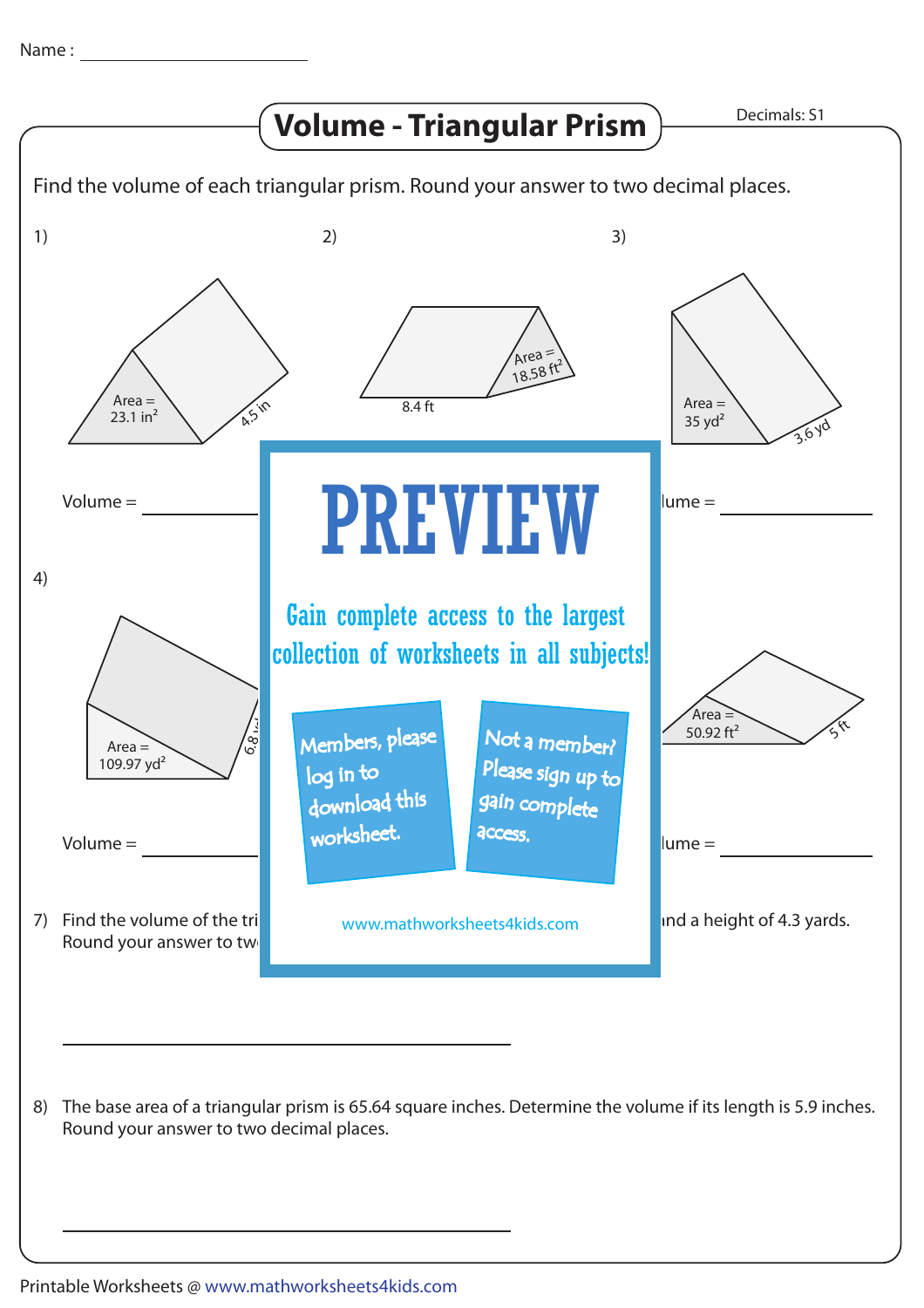Name : ____________________

# Volume - Triangular Prism

Decimals: S1

Find the volume of each triangular prism. Round your answer to two decimal places.

1)

Area = 23.1 $in^2$

4.5 in

Volume = __________

2)

Area = 18.58 $ft^2$

8.4 ft

3)

Area = 35 $yd^2$

3.6 yd

lume = __________

4)

Area = 109.97 $yd^2$

6.8

Volume = __________

Area = 50.92 $ft^2$

5 ft

lume = __________

PREVIEW

Gain complete access to the largest collection of worksheets in all subjects!

Members, please log in to download this worksheet.

Not a member? Please sign up to gain complete access.

www.mathworksheets4kids.com

7) Find the volume of the tri ... nd a height of 4.3 yards. Round your answer to tw

______________________________

8) The base area of a triangular prism is 65.64 square inches. Determine the volume if its length is 5.9 inches. Round your answer to two decimal places.

______________________________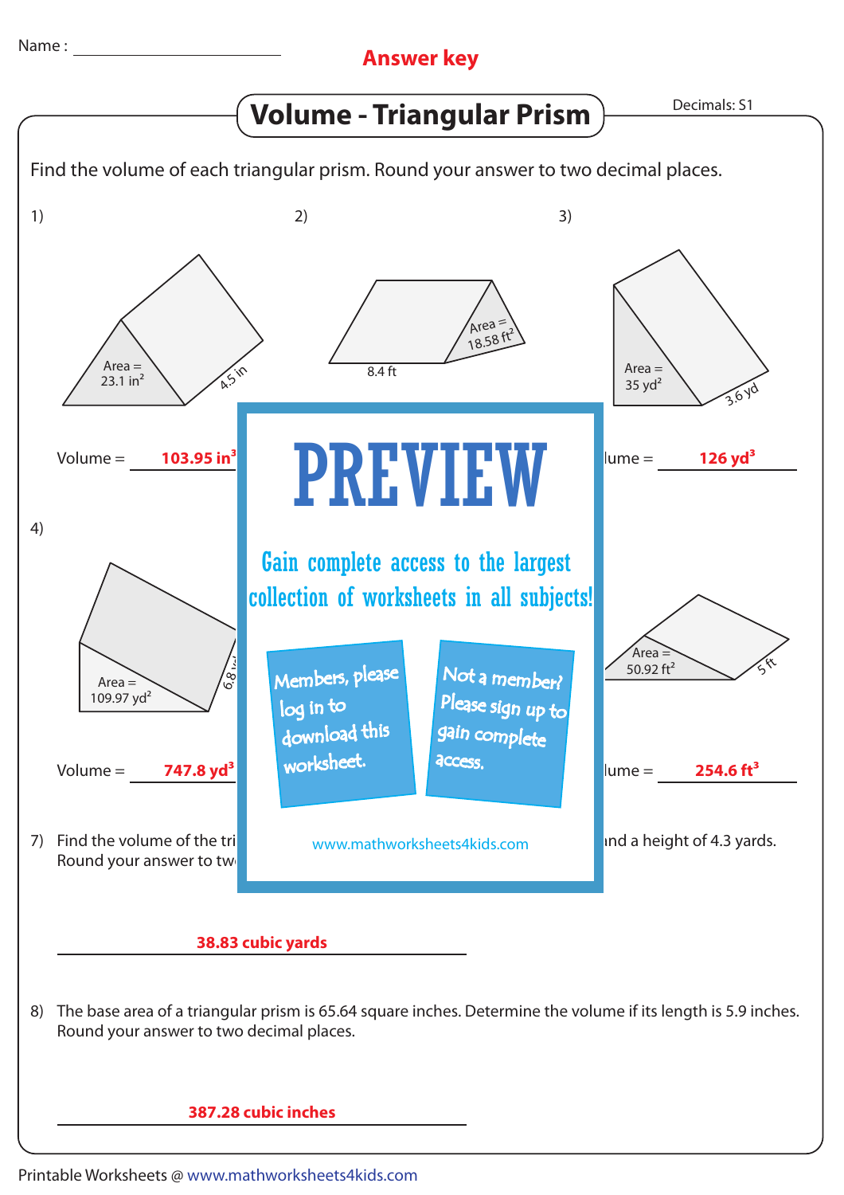Name : ____________________

**Answer key**

# Volume - Triangular Prism

Decimals: S1

Find the volume of each triangular prism. Round your answer to two decimal places.

1)

Area = 23.1 $in^2$

4.5 in

Volume = **103.95 $in^3$**

2)

Area = 18.58 $ft^2$

8.4 ft

3)

Area = 35 $yd^2$

3.6 yd

Volume = **126 $yd^3$**

4)

Area = 109.97 $yd^2$

6.8 yd

Volume = **747.8 $yd^3$**

PREVIEW

Gain complete access to the largest collection of worksheets in all subjects!

Members, please log in to download this worksheet.

Not a member? Please sign up to gain complete access.

www.mathworksheets4kids.com

6)

Area = 50.92 $ft^2$

5 ft

Volume = **254.6 $ft^3$**

7) Find the volume of the tri... and a height of 4.3 yards. Round your answer to tw...

**38.83 cubic yards**

8) The base area of a triangular prism is 65.64 square inches. Determine the volume if its length is 5.9 inches. Round your answer to two decimal places.

**387.28 cubic inches**